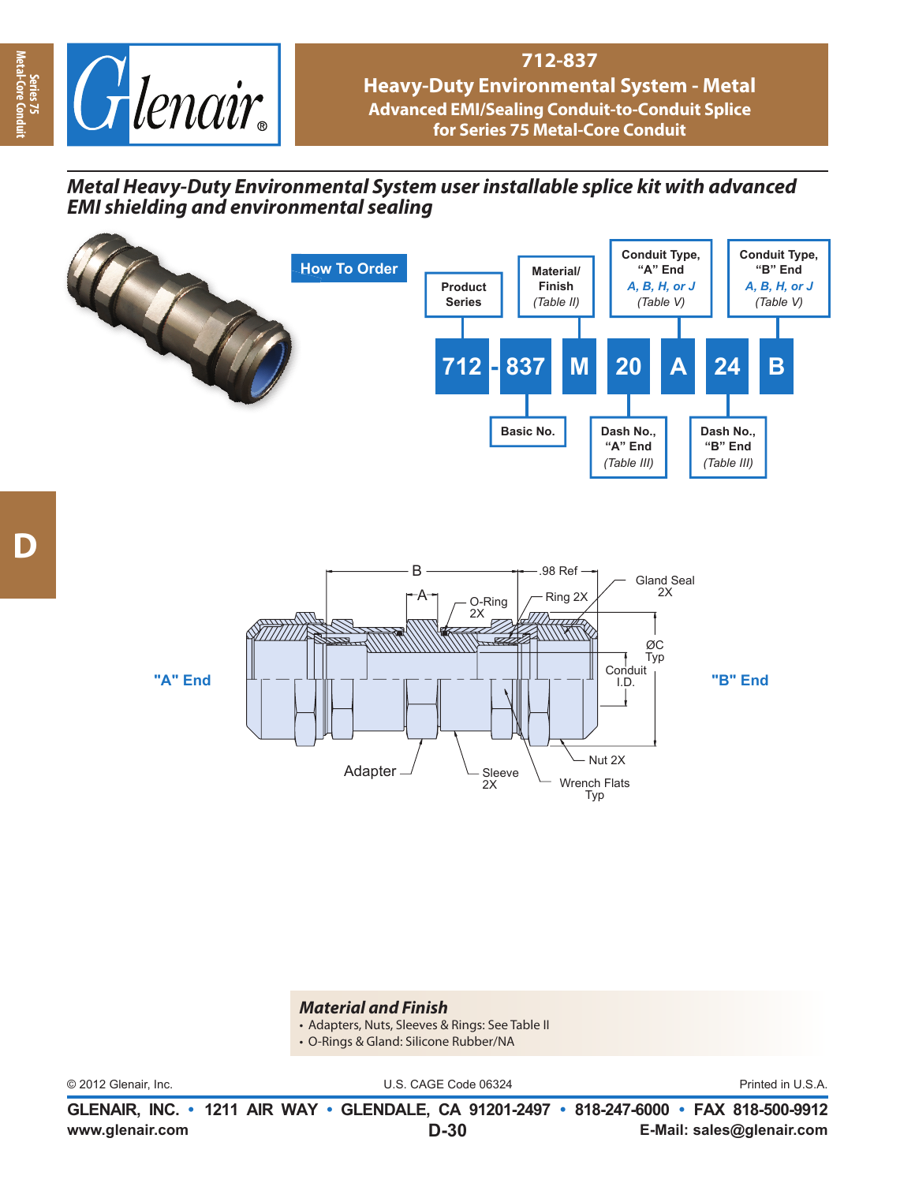# 712-837

## Heavy-Duty Environmental System - Metal

### Advanced EMI/Sealing Conduit-to-Conduit Splice for Series 75 Metal-Core Conduit

***Metal Heavy-Duty Environmental System user installable splice kit with advanced EMI shielding and environmental sealing***

## How To Order

| 712 | - | 837 | M | 20 | A | 24 | B |
|---|---|---|---|---|---|---|---|
| Product Series | | Basic No. | Material/ Finish (Table II) | Dash No., "A" End (Table III) | Conduit Type, "A" End A, B, H, or J (Table V) | Dash No., "B" End (Table III) | Conduit Type, "B" End A, B, H, or J (Table V) |

"A" End

"B" End

B

A

.98 Ref

O-Ring 2X

Ring 2X

Gland Seal 2X

ØC Typ

Conduit I.D.

Nut 2X

Adapter

Sleeve 2X

Wrench Flats Typ

***Material and Finish***

- Adapters, Nuts, Sleeves & Rings: See Table II
- O-Rings & Gland: Silicone Rubber/NA

© 2012 Glenair, Inc. U.S. CAGE Code 06324 Printed in U.S.A.

**GLENAIR, INC. • 1211 AIR WAY • GLENDALE, CA 91201-2497 • 818-247-6000 • FAX 818-500-9912**

**www.glenair.com** **E-Mail: sales@glenair.com**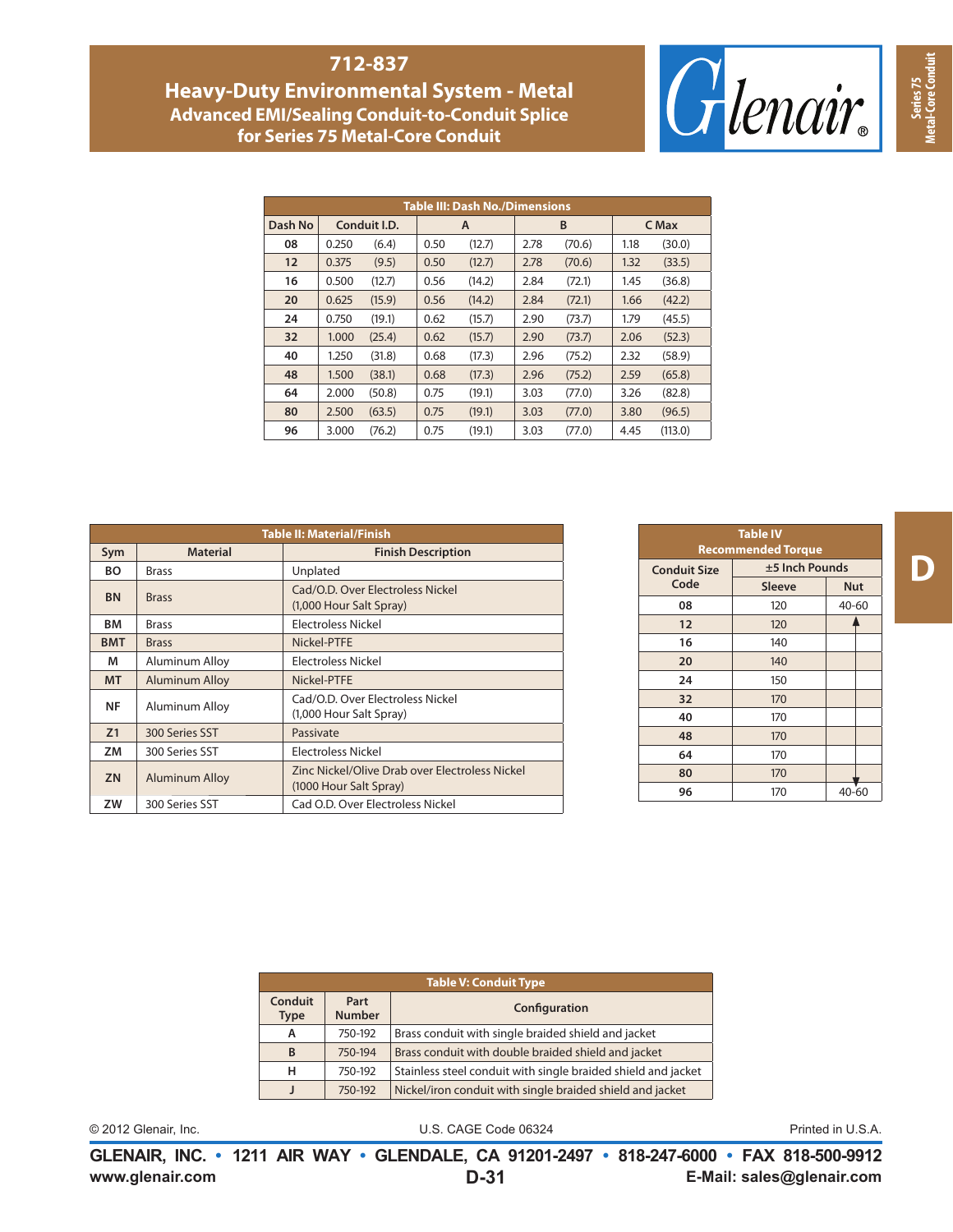# 712-837

## Heavy-Duty Environmental System - Metal

### Advanced EMI/Sealing Conduit-to-Conduit Splice for Series 75 Metal-Core Conduit

**Table III: Dash No./Dimensions**

| Dash No | Conduit I.D. | | A | | B | | C Max | |
|---|---|---|---|---|---|---|---|---|
| 08 | 0.250 | (6.4) | 0.50 | (12.7) | 2.78 | (70.6) | 1.18 | (30.0) |
| 12 | 0.375 | (9.5) | 0.50 | (12.7) | 2.78 | (70.6) | 1.32 | (33.5) |
| 16 | 0.500 | (12.7) | 0.56 | (14.2) | 2.84 | (72.1) | 1.45 | (36.8) |
| 20 | 0.625 | (15.9) | 0.56 | (14.2) | 2.84 | (72.1) | 1.66 | (42.2) |
| 24 | 0.750 | (19.1) | 0.62 | (15.7) | 2.90 | (73.7) | 1.79 | (45.5) |
| 32 | 1.000 | (25.4) | 0.62 | (15.7) | 2.90 | (73.7) | 2.06 | (52.3) |
| 40 | 1.250 | (31.8) | 0.68 | (17.3) | 2.96 | (75.2) | 2.32 | (58.9) |
| 48 | 1.500 | (38.1) | 0.68 | (17.3) | 2.96 | (75.2) | 2.59 | (65.8) |
| 64 | 2.000 | (50.8) | 0.75 | (19.1) | 3.03 | (77.0) | 3.26 | (82.8) |
| 80 | 2.500 | (63.5) | 0.75 | (19.1) | 3.03 | (77.0) | 3.80 | (96.5) |
| 96 | 3.000 | (76.2) | 0.75 | (19.1) | 3.03 | (77.0) | 4.45 | (113.0) |

**Table II: Material/Finish**

| Sym | Material | Finish Description |
|---|---|---|
| BO | Brass | Unplated |
| BN | Brass | Cad/O.D. Over Electroless Nickel (1,000 Hour Salt Spray) |
| BM | Brass | Electroless Nickel |
| BMT | Brass | Nickel-PTFE |
| M | Aluminum Alloy | Electroless Nickel |
| MT | Aluminum Alloy | Nickel-PTFE |
| NF | Aluminum Alloy | Cad/O.D. Over Electroless Nickel (1,000 Hour Salt Spray) |
| Z1 | 300 Series SST | Passivate |
| ZM | 300 Series SST | Electroless Nickel |
| ZN | Aluminum Alloy | Zinc Nickel/Olive Drab over Electroless Nickel (1000 Hour Salt Spray) |
| ZW | 300 Series SST | Cad O.D. Over Electroless Nickel |

**Table IV Recommended Torque**

| Conduit Size Code | ±5 Inch Pounds | |
|---|---|---|
| | Sleeve | Nut |
| 08 | 120 | 40-60 |
| 12 | 120 | ↑ |
| 16 | 140 | |
| 20 | 140 | |
| 24 | 150 | |
| 32 | 170 | |
| 40 | 170 | |
| 48 | 170 | |
| 64 | 170 | |
| 80 | 170 | ↓ |
| 96 | 170 | 40-60 |

**Table V: Conduit Type**

| Conduit Type | Part Number | Configuration |
|---|---|---|
| A | 750-192 | Brass conduit with single braided shield and jacket |
| B | 750-194 | Brass conduit with double braided shield and jacket |
| H | 750-192 | Stainless steel conduit with single braided shield and jacket |
| J | 750-192 | Nickel/iron conduit with single braided shield and jacket |

© 2012 Glenair, Inc. U.S. CAGE Code 06324 Printed in U.S.A.

GLENAIR, INC. • 1211 AIR WAY • GLENDALE, CA 91201-2497 • 818-247-6000 • FAX 818-500-9912
www.glenair.com E-Mail: sales@glenair.com